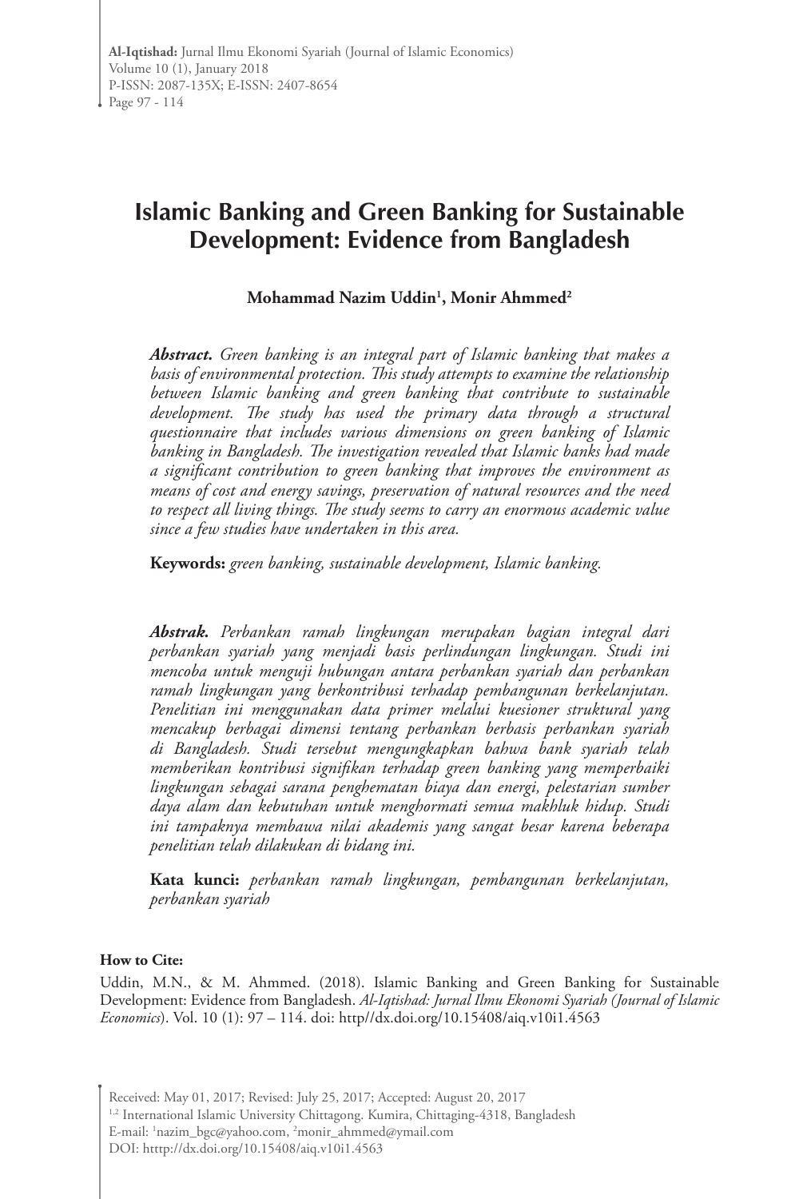# Islamic Banking and Green Banking for Sustainable Development: Evidence from Bangladesh

**Mohammad Nazim Uddin[1], Monir Ahmmed[2]**

***Abstract.*** *Green banking is an integral part of Islamic banking that makes a basis of environmental protection. This study attempts to examine the relationship between Islamic banking and green banking that contribute to sustainable development. The study has used the primary data through a structural questionnaire that includes various dimensions on green banking of Islamic banking in Bangladesh. The investigation revealed that Islamic banks had made a significant contribution to green banking that improves the environment as means of cost and energy savings, preservation of natural resources and the need to respect all living things. The study seems to carry an enormous academic value since a few studies have undertaken in this area.*

**Keywords:** *green banking, sustainable development, Islamic banking.*

***Abstrak.*** *Perbankan ramah lingkungan merupakan bagian integral dari perbankan syariah yang menjadi basis perlindungan lingkungan. Studi ini mencoba untuk menguji hubungan antara perbankan syariah dan perbankan ramah lingkungan yang berkontribusi terhadap pembangunan berkelanjutan. Penelitian ini menggunakan data primer melalui kuesioner struktural yang mencakup berbagai dimensi tentang perbankan berbasis perbankan syariah di Bangladesh. Studi tersebut mengungkapkan bahwa bank syariah telah memberikan kontribusi signifikan terhadap green banking yang memperbaiki lingkungan sebagai sarana penghematan biaya dan energi, pelestarian sumber daya alam dan kebutuhan untuk menghormati semua makhluk hidup. Studi ini tampaknya membawa nilai akademis yang sangat besar karena beberapa penelitian telah dilakukan di bidang ini.*

**Kata kunci:** *perbankan ramah lingkungan, pembangunan berkelanjutan, perbankan syariah*

**How to Cite:**

Uddin, M.N., & M. Ahmmed. (2018). Islamic Banking and Green Banking for Sustainable Development: Evidence from Bangladesh. *Al-Iqtishad: Jurnal Ilmu Ekonomi Syariah (Journal of Islamic Economics)*. Vol. 10 (1): 97 – 114. doi: http//dx.doi.org/10.15408/aiq.v10i1.4563

Received: May 01, 2017; Revised: July 25, 2017; Accepted: August 20, 2017

[1,2] International Islamic University Chittagong. Kumira, Chittaging-4318, Bangladesh

E-mail: [1]nazim_bgc@yahoo.com, [2]monir_ahmmed@ymail.com

DOI: htttp://dx.doi.org/10.15408/aiq.v10i1.4563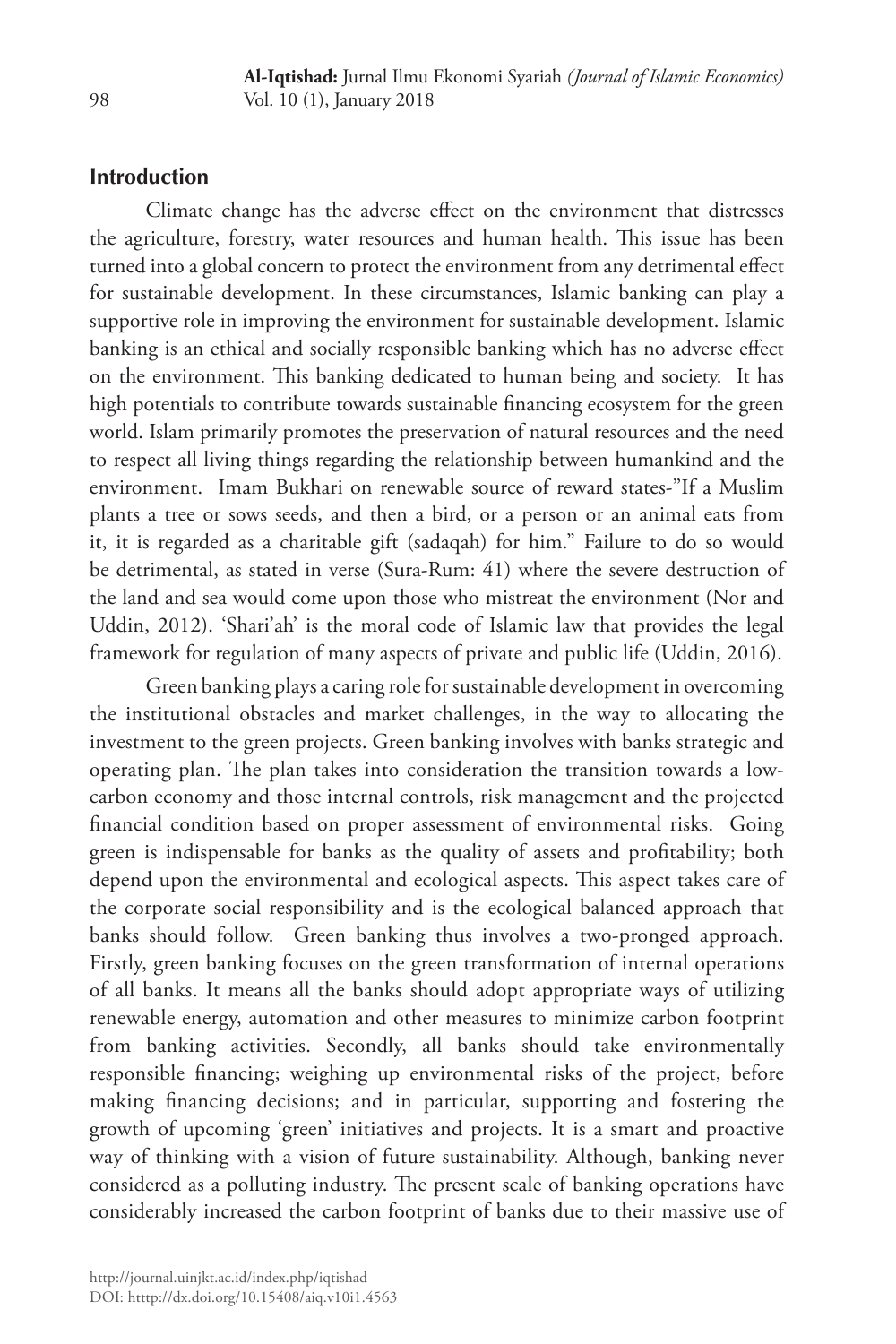## Introduction

Climate change has the adverse effect on the environment that distresses the agriculture, forestry, water resources and human health. This issue has been turned into a global concern to protect the environment from any detrimental effect for sustainable development. In these circumstances, Islamic banking can play a supportive role in improving the environment for sustainable development. Islamic banking is an ethical and socially responsible banking which has no adverse effect on the environment. This banking dedicated to human being and society. It has high potentials to contribute towards sustainable financing ecosystem for the green world. Islam primarily promotes the preservation of natural resources and the need to respect all living things regarding the relationship between humankind and the environment. Imam Bukhari on renewable source of reward states-"If a Muslim plants a tree or sows seeds, and then a bird, or a person or an animal eats from it, it is regarded as a charitable gift (sadaqah) for him." Failure to do so would be detrimental, as stated in verse (Sura-Rum: 41) where the severe destruction of the land and sea would come upon those who mistreat the environment (Nor and Uddin, 2012). 'Shari'ah' is the moral code of Islamic law that provides the legal framework for regulation of many aspects of private and public life (Uddin, 2016).

Green banking plays a caring role for sustainable development in overcoming the institutional obstacles and market challenges, in the way to allocating the investment to the green projects. Green banking involves with banks strategic and operating plan. The plan takes into consideration the transition towards a low-carbon economy and those internal controls, risk management and the projected financial condition based on proper assessment of environmental risks. Going green is indispensable for banks as the quality of assets and profitability; both depend upon the environmental and ecological aspects. This aspect takes care of the corporate social responsibility and is the ecological balanced approach that banks should follow. Green banking thus involves a two-pronged approach. Firstly, green banking focuses on the green transformation of internal operations of all banks. It means all the banks should adopt appropriate ways of utilizing renewable energy, automation and other measures to minimize carbon footprint from banking activities. Secondly, all banks should take environmentally responsible financing; weighing up environmental risks of the project, before making financing decisions; and in particular, supporting and fostering the growth of upcoming 'green' initiatives and projects. It is a smart and proactive way of thinking with a vision of future sustainability. Although, banking never considered as a polluting industry. The present scale of banking operations have considerably increased the carbon footprint of banks due to their massive use of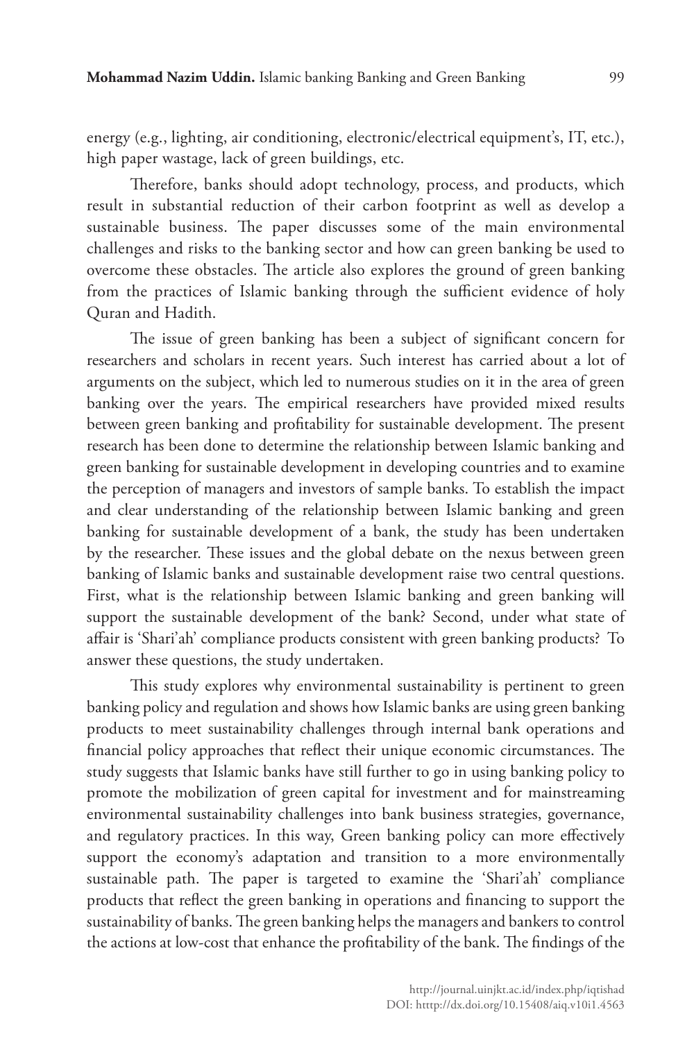energy (e.g., lighting, air conditioning, electronic/electrical equipment's, IT, etc.), high paper wastage, lack of green buildings, etc.

Therefore, banks should adopt technology, process, and products, which result in substantial reduction of their carbon footprint as well as develop a sustainable business. The paper discusses some of the main environmental challenges and risks to the banking sector and how can green banking be used to overcome these obstacles. The article also explores the ground of green banking from the practices of Islamic banking through the sufficient evidence of holy Quran and Hadith.

The issue of green banking has been a subject of significant concern for researchers and scholars in recent years. Such interest has carried about a lot of arguments on the subject, which led to numerous studies on it in the area of green banking over the years. The empirical researchers have provided mixed results between green banking and profitability for sustainable development. The present research has been done to determine the relationship between Islamic banking and green banking for sustainable development in developing countries and to examine the perception of managers and investors of sample banks. To establish the impact and clear understanding of the relationship between Islamic banking and green banking for sustainable development of a bank, the study has been undertaken by the researcher. These issues and the global debate on the nexus between green banking of Islamic banks and sustainable development raise two central questions. First, what is the relationship between Islamic banking and green banking will support the sustainable development of the bank? Second, under what state of affair is 'Shari'ah' compliance products consistent with green banking products? To answer these questions, the study undertaken.

This study explores why environmental sustainability is pertinent to green banking policy and regulation and shows how Islamic banks are using green banking products to meet sustainability challenges through internal bank operations and financial policy approaches that reflect their unique economic circumstances. The study suggests that Islamic banks have still further to go in using banking policy to promote the mobilization of green capital for investment and for mainstreaming environmental sustainability challenges into bank business strategies, governance, and regulatory practices. In this way, Green banking policy can more effectively support the economy's adaptation and transition to a more environmentally sustainable path. The paper is targeted to examine the 'Shari'ah' compliance products that reflect the green banking in operations and financing to support the sustainability of banks. The green banking helps the managers and bankers to control the actions at low-cost that enhance the profitability of the bank. The findings of the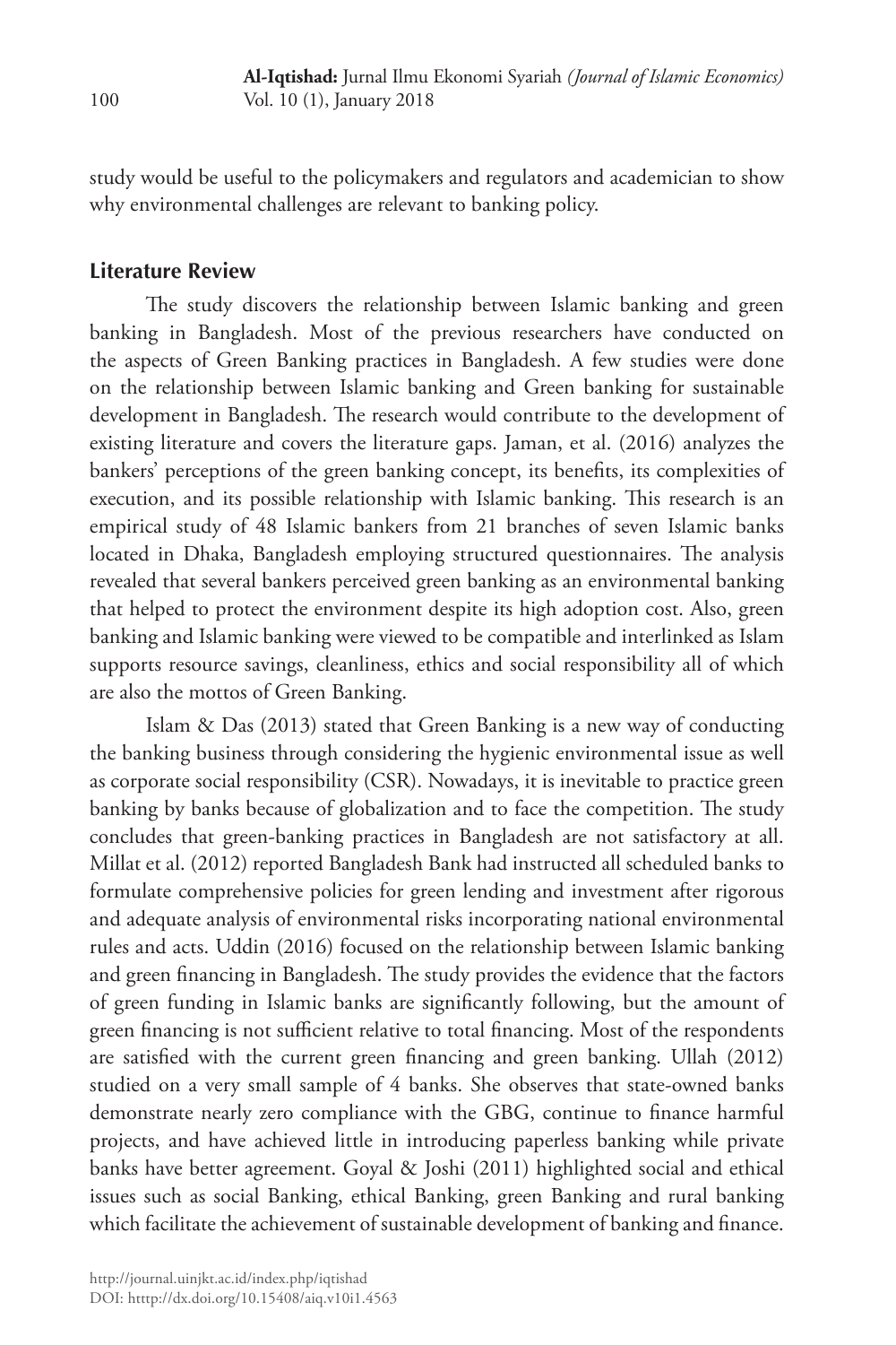study would be useful to the policymakers and regulators and academician to show why environmental challenges are relevant to banking policy.

## Literature Review

The study discovers the relationship between Islamic banking and green banking in Bangladesh. Most of the previous researchers have conducted on the aspects of Green Banking practices in Bangladesh. A few studies were done on the relationship between Islamic banking and Green banking for sustainable development in Bangladesh. The research would contribute to the development of existing literature and covers the literature gaps. Jaman, et al. (2016) analyzes the bankers' perceptions of the green banking concept, its benefits, its complexities of execution, and its possible relationship with Islamic banking. This research is an empirical study of 48 Islamic bankers from 21 branches of seven Islamic banks located in Dhaka, Bangladesh employing structured questionnaires. The analysis revealed that several bankers perceived green banking as an environmental banking that helped to protect the environment despite its high adoption cost. Also, green banking and Islamic banking were viewed to be compatible and interlinked as Islam supports resource savings, cleanliness, ethics and social responsibility all of which are also the mottos of Green Banking.

Islam & Das (2013) stated that Green Banking is a new way of conducting the banking business through considering the hygienic environmental issue as well as corporate social responsibility (CSR). Nowadays, it is inevitable to practice green banking by banks because of globalization and to face the competition. The study concludes that green-banking practices in Bangladesh are not satisfactory at all. Millat et al. (2012) reported Bangladesh Bank had instructed all scheduled banks to formulate comprehensive policies for green lending and investment after rigorous and adequate analysis of environmental risks incorporating national environmental rules and acts. Uddin (2016) focused on the relationship between Islamic banking and green financing in Bangladesh. The study provides the evidence that the factors of green funding in Islamic banks are significantly following, but the amount of green financing is not sufficient relative to total financing. Most of the respondents are satisfied with the current green financing and green banking. Ullah (2012) studied on a very small sample of 4 banks. She observes that state-owned banks demonstrate nearly zero compliance with the GBG, continue to finance harmful projects, and have achieved little in introducing paperless banking while private banks have better agreement. Goyal & Joshi (2011) highlighted social and ethical issues such as social Banking, ethical Banking, green Banking and rural banking which facilitate the achievement of sustainable development of banking and finance.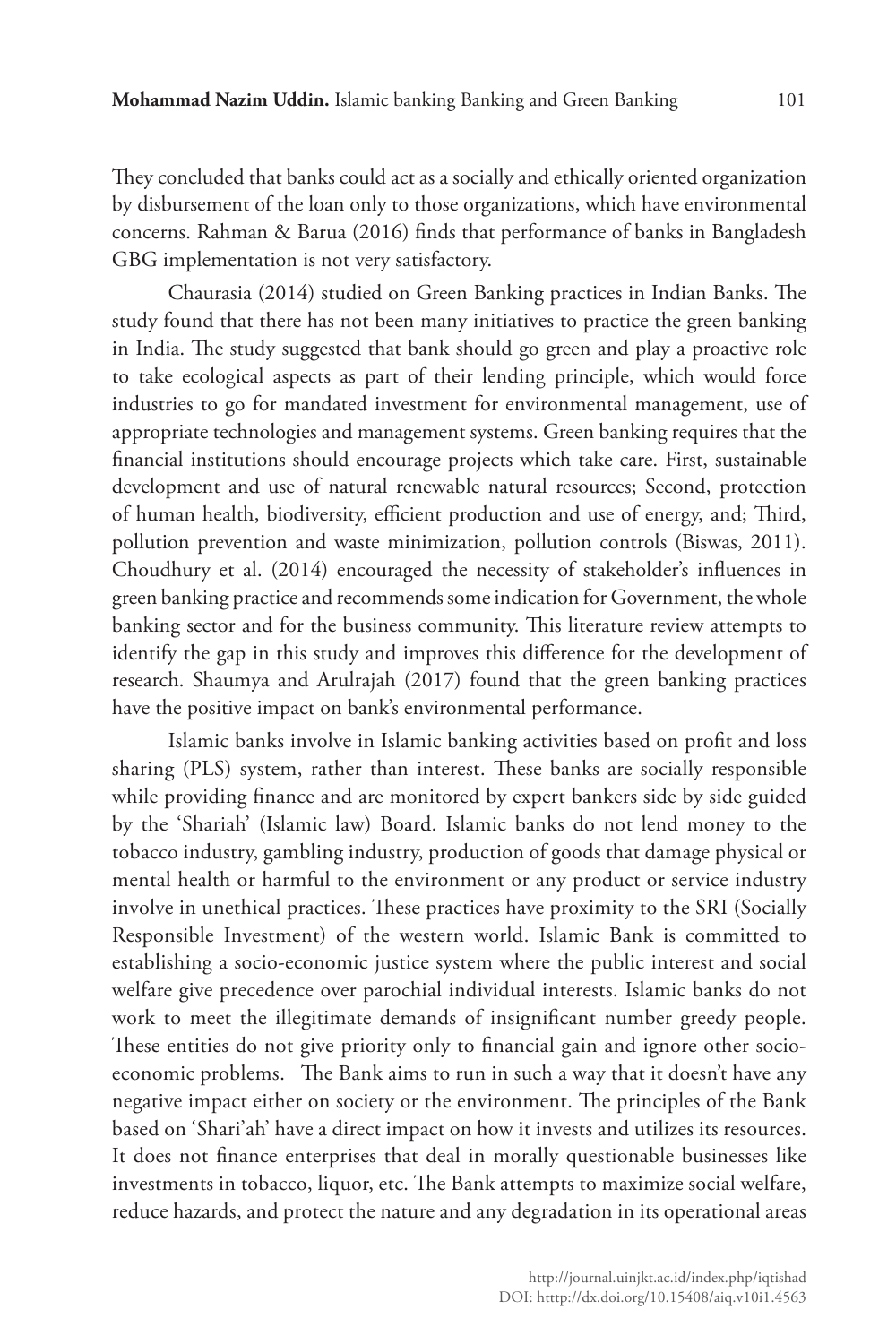They concluded that banks could act as a socially and ethically oriented organization by disbursement of the loan only to those organizations, which have environmental concerns. Rahman & Barua (2016) finds that performance of banks in Bangladesh GBG implementation is not very satisfactory.

Chaurasia (2014) studied on Green Banking practices in Indian Banks. The study found that there has not been many initiatives to practice the green banking in India. The study suggested that bank should go green and play a proactive role to take ecological aspects as part of their lending principle, which would force industries to go for mandated investment for environmental management, use of appropriate technologies and management systems. Green banking requires that the financial institutions should encourage projects which take care. First, sustainable development and use of natural renewable natural resources; Second, protection of human health, biodiversity, efficient production and use of energy, and; Third, pollution prevention and waste minimization, pollution controls (Biswas, 2011). Choudhury et al. (2014) encouraged the necessity of stakeholder's influences in green banking practice and recommends some indication for Government, the whole banking sector and for the business community. This literature review attempts to identify the gap in this study and improves this difference for the development of research. Shaumya and Arulrajah (2017) found that the green banking practices have the positive impact on bank's environmental performance.

Islamic banks involve in Islamic banking activities based on profit and loss sharing (PLS) system, rather than interest. These banks are socially responsible while providing finance and are monitored by expert bankers side by side guided by the 'Shariah' (Islamic law) Board. Islamic banks do not lend money to the tobacco industry, gambling industry, production of goods that damage physical or mental health or harmful to the environment or any product or service industry involve in unethical practices. These practices have proximity to the SRI (Socially Responsible Investment) of the western world. Islamic Bank is committed to establishing a socio-economic justice system where the public interest and social welfare give precedence over parochial individual interests. Islamic banks do not work to meet the illegitimate demands of insignificant number greedy people. These entities do not give priority only to financial gain and ignore other socio-economic problems. The Bank aims to run in such a way that it doesn't have any negative impact either on society or the environment. The principles of the Bank based on 'Shari'ah' have a direct impact on how it invests and utilizes its resources. It does not finance enterprises that deal in morally questionable businesses like investments in tobacco, liquor, etc. The Bank attempts to maximize social welfare, reduce hazards, and protect the nature and any degradation in its operational areas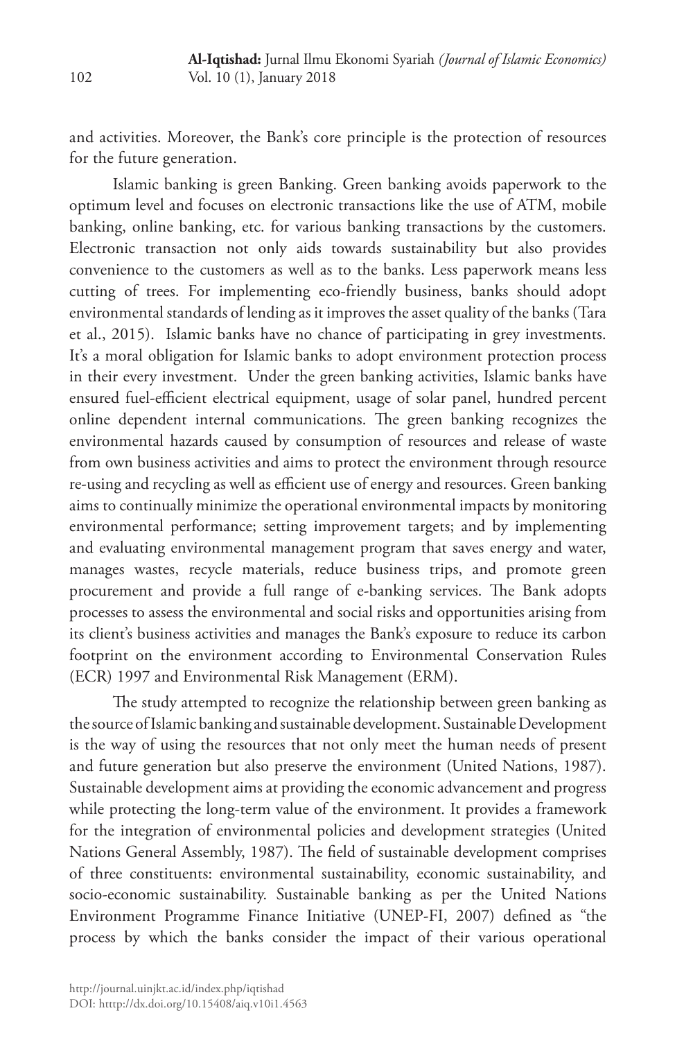and activities. Moreover, the Bank's core principle is the protection of resources for the future generation.

Islamic banking is green Banking. Green banking avoids paperwork to the optimum level and focuses on electronic transactions like the use of ATM, mobile banking, online banking, etc. for various banking transactions by the customers. Electronic transaction not only aids towards sustainability but also provides convenience to the customers as well as to the banks. Less paperwork means less cutting of trees. For implementing eco-friendly business, banks should adopt environmental standards of lending as it improves the asset quality of the banks (Tara et al., 2015). Islamic banks have no chance of participating in grey investments. It's a moral obligation for Islamic banks to adopt environment protection process in their every investment. Under the green banking activities, Islamic banks have ensured fuel-efficient electrical equipment, usage of solar panel, hundred percent online dependent internal communications. The green banking recognizes the environmental hazards caused by consumption of resources and release of waste from own business activities and aims to protect the environment through resource re-using and recycling as well as efficient use of energy and resources. Green banking aims to continually minimize the operational environmental impacts by monitoring environmental performance; setting improvement targets; and by implementing and evaluating environmental management program that saves energy and water, manages wastes, recycle materials, reduce business trips, and promote green procurement and provide a full range of e-banking services. The Bank adopts processes to assess the environmental and social risks and opportunities arising from its client's business activities and manages the Bank's exposure to reduce its carbon footprint on the environment according to Environmental Conservation Rules (ECR) 1997 and Environmental Risk Management (ERM).

The study attempted to recognize the relationship between green banking as the source of Islamic banking and sustainable development. Sustainable Development is the way of using the resources that not only meet the human needs of present and future generation but also preserve the environment (United Nations, 1987). Sustainable development aims at providing the economic advancement and progress while protecting the long-term value of the environment. It provides a framework for the integration of environmental policies and development strategies (United Nations General Assembly, 1987). The field of sustainable development comprises of three constituents: environmental sustainability, economic sustainability, and socio-economic sustainability. Sustainable banking as per the United Nations Environment Programme Finance Initiative (UNEP-FI, 2007) defined as "the process by which the banks consider the impact of their various operational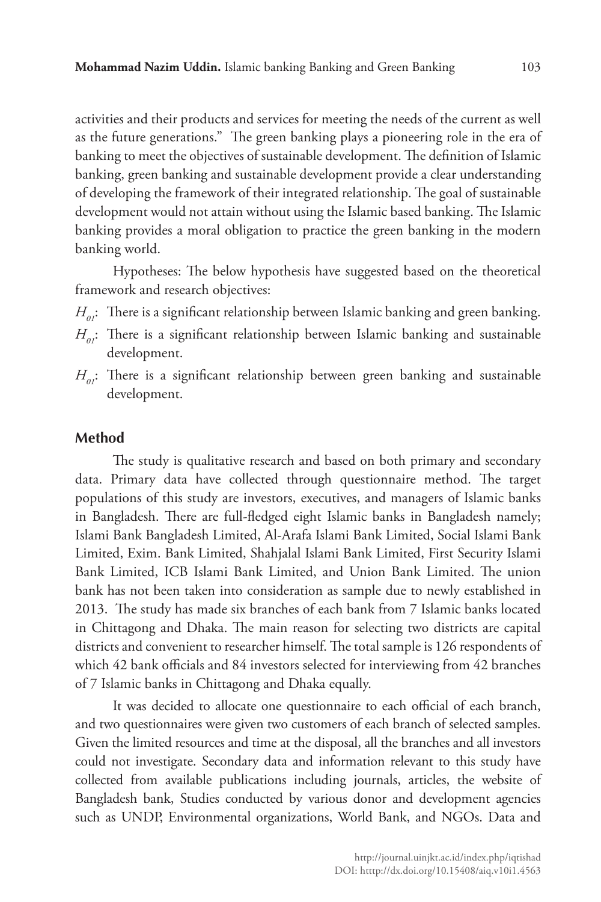activities and their products and services for meeting the needs of the current as well as the future generations." The green banking plays a pioneering role in the era of banking to meet the objectives of sustainable development. The definition of Islamic banking, green banking and sustainable development provide a clear understanding of developing the framework of their integrated relationship. The goal of sustainable development would not attain without using the Islamic based banking. The Islamic banking provides a moral obligation to practice the green banking in the modern banking world.

Hypotheses: The below hypothesis have suggested based on the theoretical framework and research objectives:

$H_{01}$: There is a significant relationship between Islamic banking and green banking.

$H_{01}$: There is a significant relationship between Islamic banking and sustainable development.

$H_{01}$: There is a significant relationship between green banking and sustainable development.

## Method

The study is qualitative research and based on both primary and secondary data. Primary data have collected through questionnaire method. The target populations of this study are investors, executives, and managers of Islamic banks in Bangladesh. There are full-fledged eight Islamic banks in Bangladesh namely; Islami Bank Bangladesh Limited, Al-Arafa Islami Bank Limited, Social Islami Bank Limited, Exim. Bank Limited, Shahjalal Islami Bank Limited, First Security Islami Bank Limited, ICB Islami Bank Limited, and Union Bank Limited. The union bank has not been taken into consideration as sample due to newly established in 2013. The study has made six branches of each bank from 7 Islamic banks located in Chittagong and Dhaka. The main reason for selecting two districts are capital districts and convenient to researcher himself. The total sample is 126 respondents of which 42 bank officials and 84 investors selected for interviewing from 42 branches of 7 Islamic banks in Chittagong and Dhaka equally.

It was decided to allocate one questionnaire to each official of each branch, and two questionnaires were given two customers of each branch of selected samples. Given the limited resources and time at the disposal, all the branches and all investors could not investigate. Secondary data and information relevant to this study have collected from available publications including journals, articles, the website of Bangladesh bank, Studies conducted by various donor and development agencies such as UNDP, Environmental organizations, World Bank, and NGOs. Data and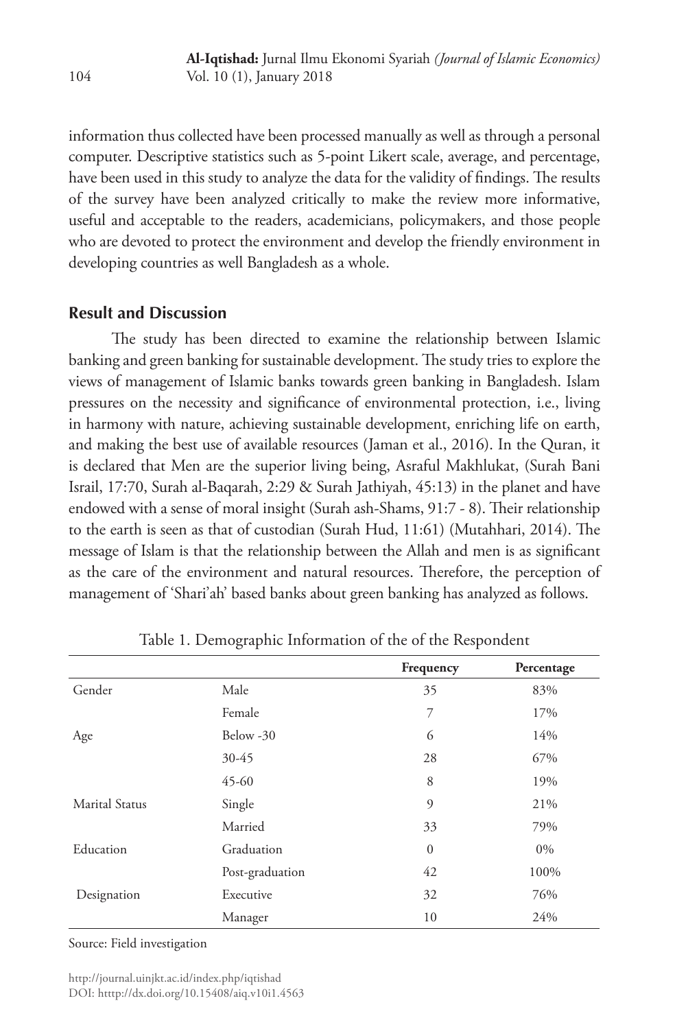information thus collected have been processed manually as well as through a personal computer. Descriptive statistics such as 5-point Likert scale, average, and percentage, have been used in this study to analyze the data for the validity of findings. The results of the survey have been analyzed critically to make the review more informative, useful and acceptable to the readers, academicians, policymakers, and those people who are devoted to protect the environment and develop the friendly environment in developing countries as well Bangladesh as a whole.

## Result and Discussion

The study has been directed to examine the relationship between Islamic banking and green banking for sustainable development. The study tries to explore the views of management of Islamic banks towards green banking in Bangladesh. Islam pressures on the necessity and significance of environmental protection, i.e., living in harmony with nature, achieving sustainable development, enriching life on earth, and making the best use of available resources (Jaman et al., 2016). In the Quran, it is declared that Men are the superior living being, Asraful Makhlukat, (Surah Bani Israil, 17:70, Surah al-Baqarah, 2:29 & Surah Jathiyah, 45:13) in the planet and have endowed with a sense of moral insight (Surah ash-Shams, 91:7 - 8). Their relationship to the earth is seen as that of custodian (Surah Hud, 11:61) (Mutahhari, 2014). The message of Islam is that the relationship between the Allah and men is as significant as the care of the environment and natural resources. Therefore, the perception of management of 'Shari'ah' based banks about green banking has analyzed as follows.

Table 1. Demographic Information of the of the Respondent

| | | Frequency | Percentage |
|---|---|---|---|
| Gender | Male | 35 | 83% |
| | Female | 7 | 17% |
| Age | Below -30 | 6 | 14% |
| | 30-45 | 28 | 67% |
| | 45-60 | 8 | 19% |
| Marital Status | Single | 9 | 21% |
| | Married | 33 | 79% |
| Education | Graduation | 0 | 0% |
| | Post-graduation | 42 | 100% |
| Designation | Executive | 32 | 76% |
| | Manager | 10 | 24% |

Source: Field investigation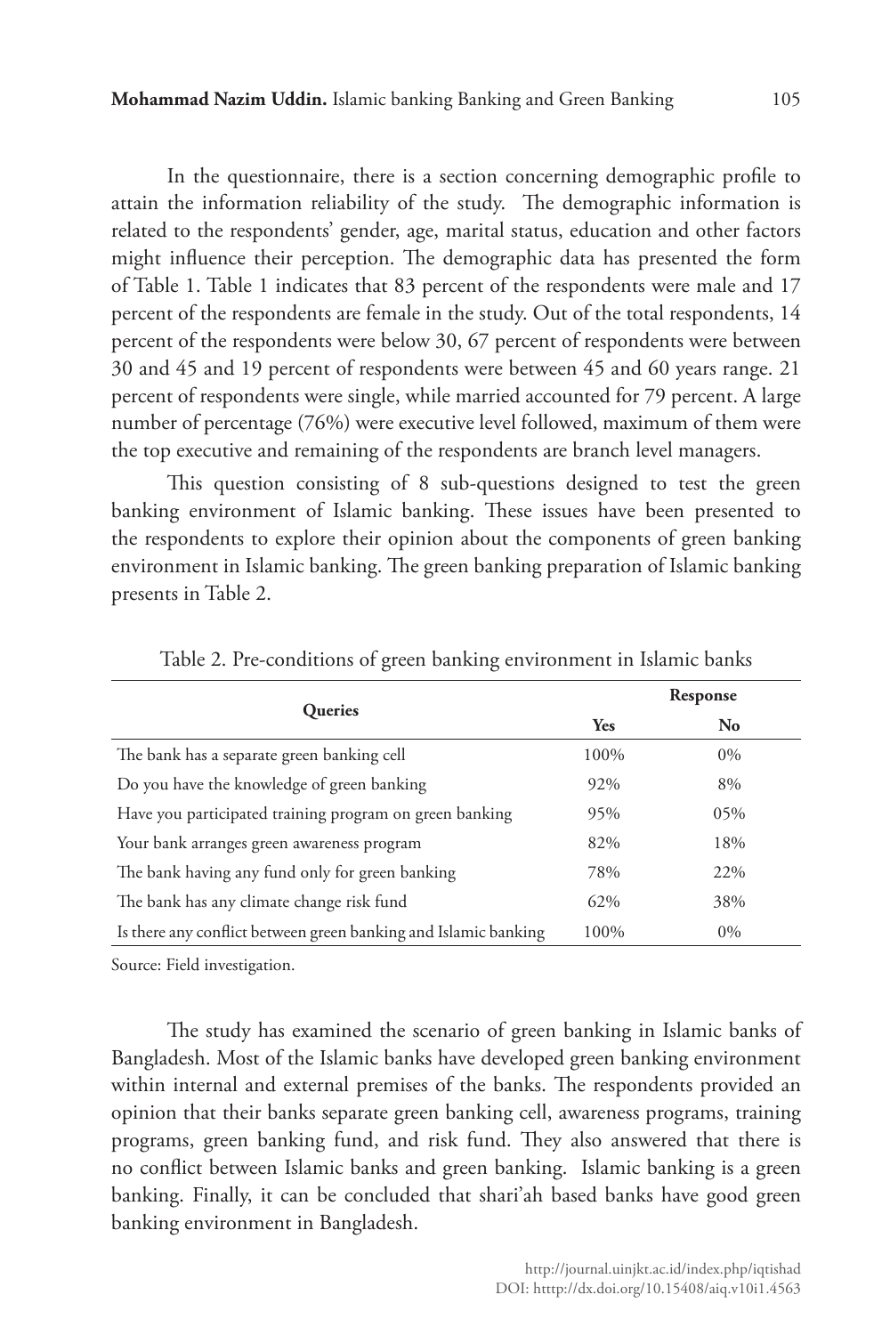In the questionnaire, there is a section concerning demographic profile to attain the information reliability of the study. The demographic information is related to the respondents' gender, age, marital status, education and other factors might influence their perception. The demographic data has presented the form of Table 1. Table 1 indicates that 83 percent of the respondents were male and 17 percent of the respondents are female in the study. Out of the total respondents, 14 percent of the respondents were below 30, 67 percent of respondents were between 30 and 45 and 19 percent of respondents were between 45 and 60 years range. 21 percent of respondents were single, while married accounted for 79 percent. A large number of percentage (76%) were executive level followed, maximum of them were the top executive and remaining of the respondents are branch level managers.

This question consisting of 8 sub-questions designed to test the green banking environment of Islamic banking. These issues have been presented to the respondents to explore their opinion about the components of green banking environment in Islamic banking. The green banking preparation of Islamic banking presents in Table 2.

Table 2. Pre-conditions of green banking environment in Islamic banks

| Queries | Response | |
|---|---|---|
| | **Yes** | **No** |
| The bank has a separate green banking cell | 100% | 0% |
| Do you have the knowledge of green banking | 92% | 8% |
| Have you participated training program on green banking | 95% | 05% |
| Your bank arranges green awareness program | 82% | 18% |
| The bank having any fund only for green banking | 78% | 22% |
| The bank has any climate change risk fund | 62% | 38% |
| Is there any conflict between green banking and Islamic banking | 100% | 0% |

Source: Field investigation.

The study has examined the scenario of green banking in Islamic banks of Bangladesh. Most of the Islamic banks have developed green banking environment within internal and external premises of the banks. The respondents provided an opinion that their banks separate green banking cell, awareness programs, training programs, green banking fund, and risk fund. They also answered that there is no conflict between Islamic banks and green banking. Islamic banking is a green banking. Finally, it can be concluded that shari'ah based banks have good green banking environment in Bangladesh.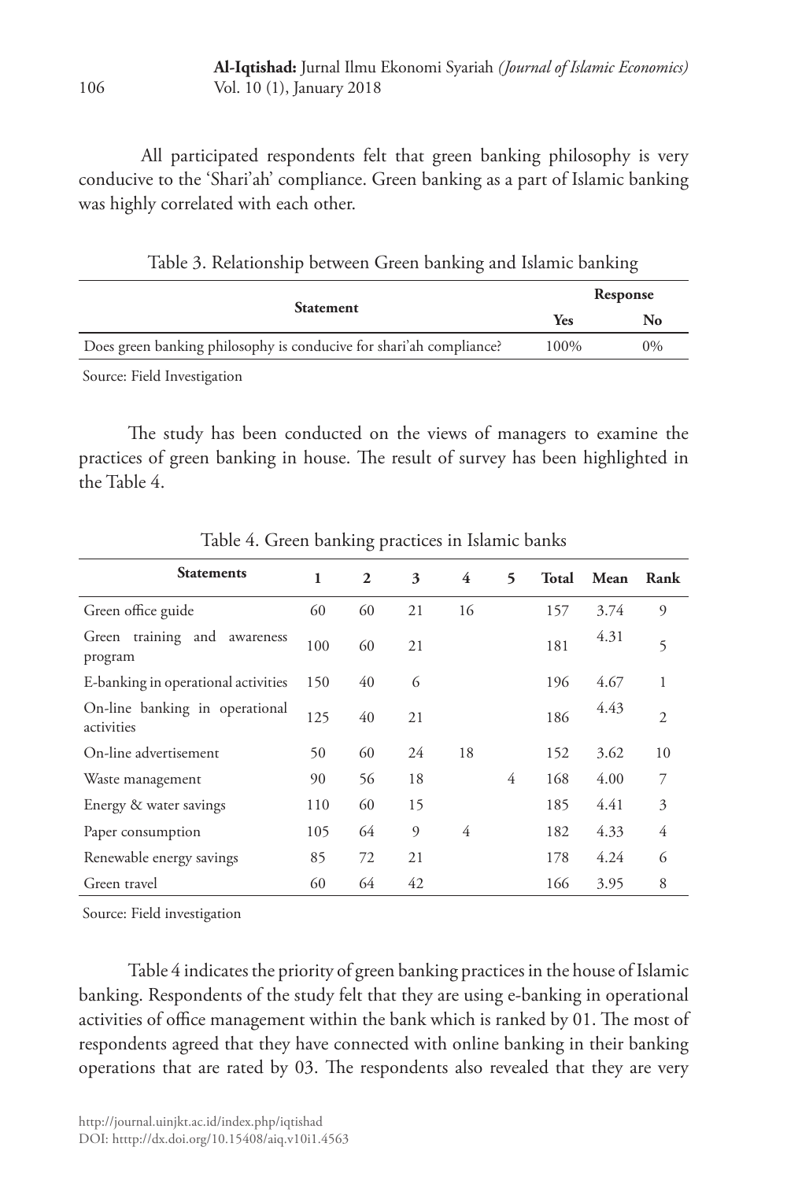All participated respondents felt that green banking philosophy is very conducive to the 'Shari'ah' compliance. Green banking as a part of Islamic banking was highly correlated with each other.

Table 3. Relationship between Green banking and Islamic banking

| Statement | Response | |
|---|---|---|
| | Yes | No |
| Does green banking philosophy is conducive for shari'ah compliance? | 100% | 0% |

Source: Field Investigation

The study has been conducted on the views of managers to examine the practices of green banking in house. The result of survey has been highlighted in the Table 4.

Table 4. Green banking practices in Islamic banks

| Statements | 1 | 2 | 3 | 4 | 5 | Total | Mean | Rank |
|---|---|---|---|---|---|---|---|---|
| Green office guide | 60 | 60 | 21 | 16 | | 157 | 3.74 | 9 |
| Green training and awareness program | 100 | 60 | 21 | | | 181 | 4.31 | 5 |
| E-banking in operational activities | 150 | 40 | 6 | | | 196 | 4.67 | 1 |
| On-line banking in operational activities | 125 | 40 | 21 | | | 186 | 4.43 | 2 |
| On-line advertisement | 50 | 60 | 24 | 18 | | 152 | 3.62 | 10 |
| Waste management | 90 | 56 | 18 | | 4 | 168 | 4.00 | 7 |
| Energy & water savings | 110 | 60 | 15 | | | 185 | 4.41 | 3 |
| Paper consumption | 105 | 64 | 9 | 4 | | 182 | 4.33 | 4 |
| Renewable energy savings | 85 | 72 | 21 | | | 178 | 4.24 | 6 |
| Green travel | 60 | 64 | 42 | | | 166 | 3.95 | 8 |

Source: Field investigation

Table 4 indicates the priority of green banking practices in the house of Islamic banking. Respondents of the study felt that they are using e-banking in operational activities of office management within the bank which is ranked by 01. The most of respondents agreed that they have connected with online banking in their banking operations that are rated by 03. The respondents also revealed that they are very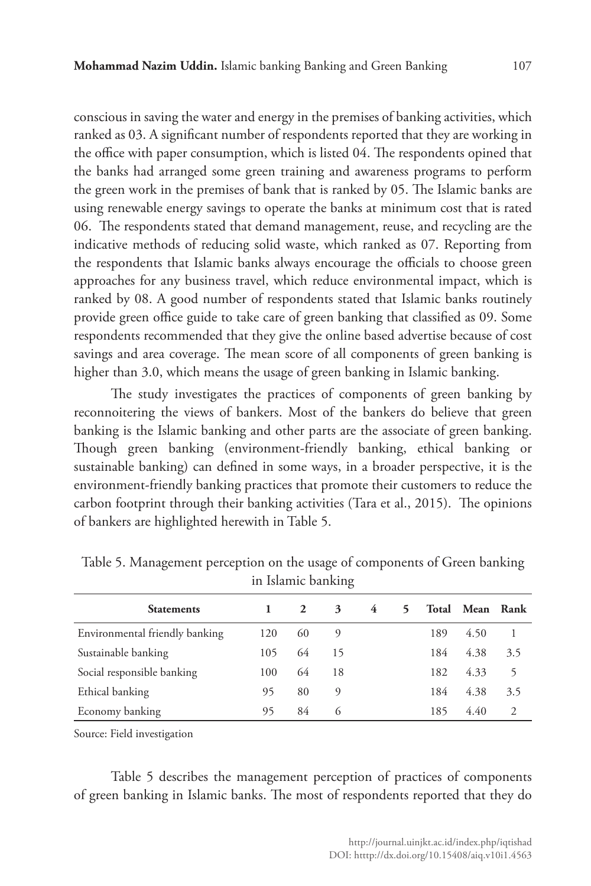conscious in saving the water and energy in the premises of banking activities, which ranked as 03. A significant number of respondents reported that they are working in the office with paper consumption, which is listed 04. The respondents opined that the banks had arranged some green training and awareness programs to perform the green work in the premises of bank that is ranked by 05. The Islamic banks are using renewable energy savings to operate the banks at minimum cost that is rated 06. The respondents stated that demand management, reuse, and recycling are the indicative methods of reducing solid waste, which ranked as 07. Reporting from the respondents that Islamic banks always encourage the officials to choose green approaches for any business travel, which reduce environmental impact, which is ranked by 08. A good number of respondents stated that Islamic banks routinely provide green office guide to take care of green banking that classified as 09. Some respondents recommended that they give the online based advertise because of cost savings and area coverage. The mean score of all components of green banking is higher than 3.0, which means the usage of green banking in Islamic banking.

The study investigates the practices of components of green banking by reconnoitering the views of bankers. Most of the bankers do believe that green banking is the Islamic banking and other parts are the associate of green banking. Though green banking (environment-friendly banking, ethical banking or sustainable banking) can defined in some ways, in a broader perspective, it is the environment-friendly banking practices that promote their customers to reduce the carbon footprint through their banking activities (Tara et al., 2015). The opinions of bankers are highlighted herewith in Table 5.

Table 5. Management perception on the usage of components of Green banking in Islamic banking

| Statements | 1 | 2 | 3 | 4 | 5 | Total | Mean | Rank |
|---|---|---|---|---|---|---|---|---|
| Environmental friendly banking | 120 | 60 | 9 | | | 189 | 4.50 | 1 |
| Sustainable banking | 105 | 64 | 15 | | | 184 | 4.38 | 3.5 |
| Social responsible banking | 100 | 64 | 18 | | | 182 | 4.33 | 5 |
| Ethical banking | 95 | 80 | 9 | | | 184 | 4.38 | 3.5 |
| Economy banking | 95 | 84 | 6 | | | 185 | 4.40 | 2 |

Source: Field investigation

Table 5 describes the management perception of practices of components of green banking in Islamic banks. The most of respondents reported that they do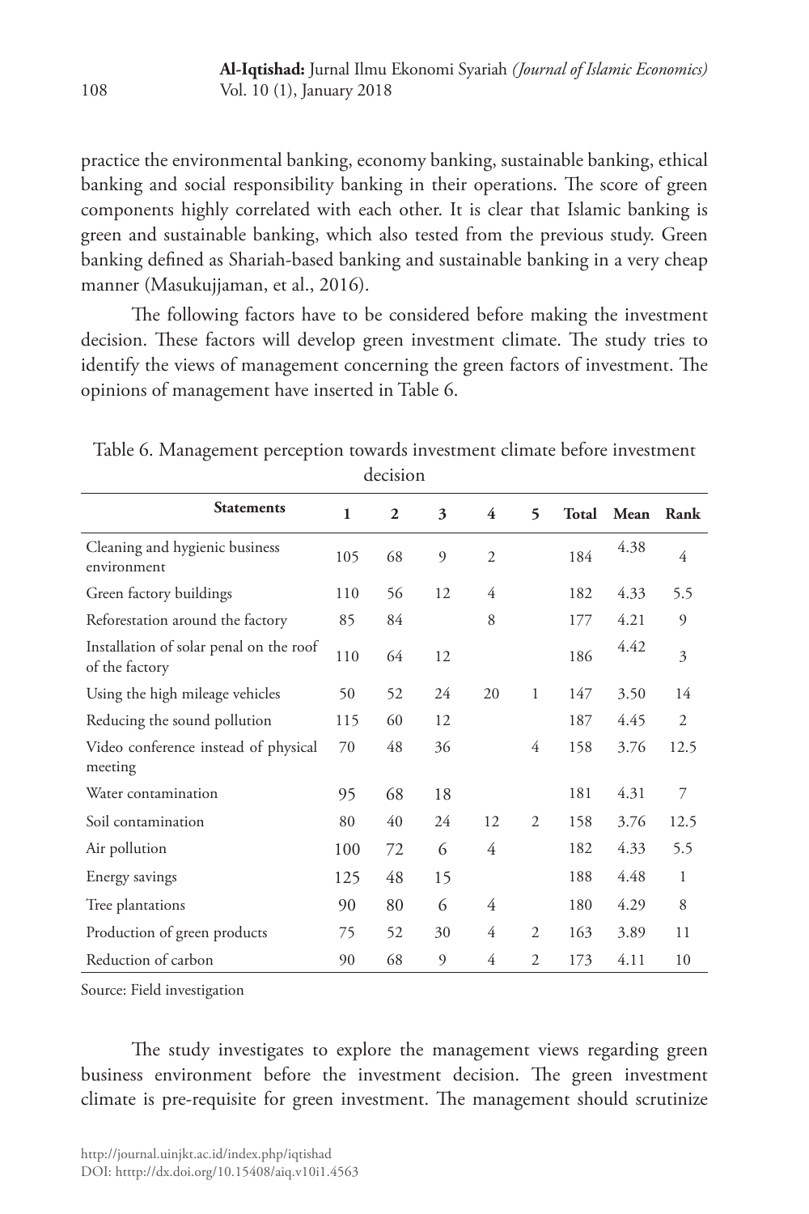practice the environmental banking, economy banking, sustainable banking, ethical banking and social responsibility banking in their operations. The score of green components highly correlated with each other. It is clear that Islamic banking is green and sustainable banking, which also tested from the previous study. Green banking defined as Shariah-based banking and sustainable banking in a very cheap manner (Masukujjaman, et al., 2016).

The following factors have to be considered before making the investment decision. These factors will develop green investment climate. The study tries to identify the views of management concerning the green factors of investment. The opinions of management have inserted in Table 6.

Table 6. Management perception towards investment climate before investment decision

| Statements | 1 | 2 | 3 | 4 | 5 | Total | Mean | Rank |
|---|---|---|---|---|---|---|---|---|
| Cleaning and hygienic business environment | 105 | 68 | 9 | 2 | | 184 | 4.38 | 4 |
| Green factory buildings | 110 | 56 | 12 | 4 | | 182 | 4.33 | 5.5 |
| Reforestation around the factory | 85 | 84 | | 8 | | 177 | 4.21 | 9 |
| Installation of solar penal on the roof of the factory | 110 | 64 | 12 | | | 186 | 4.42 | 3 |
| Using the high mileage vehicles | 50 | 52 | 24 | 20 | 1 | 147 | 3.50 | 14 |
| Reducing the sound pollution | 115 | 60 | 12 | | | 187 | 4.45 | 2 |
| Video conference instead of physical meeting | 70 | 48 | 36 | | 4 | 158 | 3.76 | 12.5 |
| Water contamination | 95 | 68 | 18 | | | 181 | 4.31 | 7 |
| Soil contamination | 80 | 40 | 24 | 12 | 2 | 158 | 3.76 | 12.5 |
| Air pollution | 100 | 72 | 6 | 4 | | 182 | 4.33 | 5.5 |
| Energy savings | 125 | 48 | 15 | | | 188 | 4.48 | 1 |
| Tree plantations | 90 | 80 | 6 | 4 | | 180 | 4.29 | 8 |
| Production of green products | 75 | 52 | 30 | 4 | 2 | 163 | 3.89 | 11 |
| Reduction of carbon | 90 | 68 | 9 | 4 | 2 | 173 | 4.11 | 10 |

Source: Field investigation

The study investigates to explore the management views regarding green business environment before the investment decision. The green investment climate is pre-requisite for green investment. The management should scrutinize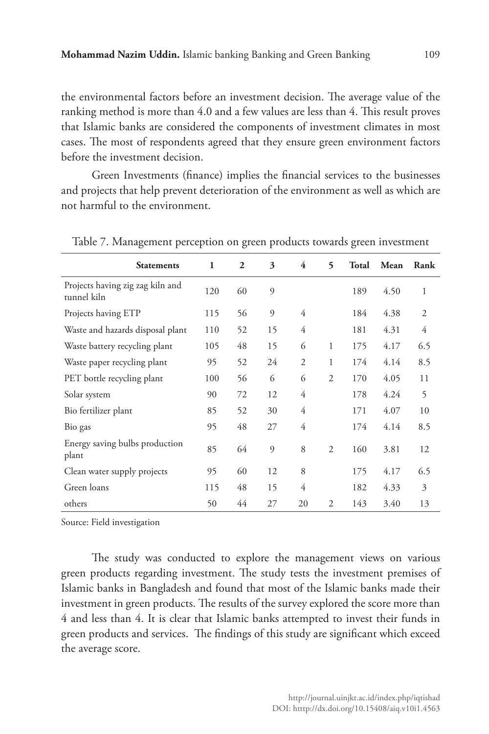the environmental factors before an investment decision. The average value of the ranking method is more than 4.0 and a few values are less than 4. This result proves that Islamic banks are considered the components of investment climates in most cases. The most of respondents agreed that they ensure green environment factors before the investment decision.

Green Investments (finance) implies the financial services to the businesses and projects that help prevent deterioration of the environment as well as which are not harmful to the environment.

Table 7. Management perception on green products towards green investment

| Statements | 1 | 2 | 3 | 4 | 5 | Total | Mean | Rank |
|---|---|---|---|---|---|---|---|---|
| Projects having zig zag kiln and tunnel kiln | 120 | 60 | 9 | | | 189 | 4.50 | 1 |
| Projects having ETP | 115 | 56 | 9 | 4 | | 184 | 4.38 | 2 |
| Waste and hazards disposal plant | 110 | 52 | 15 | 4 | | 181 | 4.31 | 4 |
| Waste battery recycling plant | 105 | 48 | 15 | 6 | 1 | 175 | 4.17 | 6.5 |
| Waste paper recycling plant | 95 | 52 | 24 | 2 | 1 | 174 | 4.14 | 8.5 |
| PET bottle recycling plant | 100 | 56 | 6 | 6 | 2 | 170 | 4.05 | 11 |
| Solar system | 90 | 72 | 12 | 4 | | 178 | 4.24 | 5 |
| Bio fertilizer plant | 85 | 52 | 30 | 4 | | 171 | 4.07 | 10 |
| Bio gas | 95 | 48 | 27 | 4 | | 174 | 4.14 | 8.5 |
| Energy saving bulbs production plant | 85 | 64 | 9 | 8 | 2 | 160 | 3.81 | 12 |
| Clean water supply projects | 95 | 60 | 12 | 8 | | 175 | 4.17 | 6.5 |
| Green loans | 115 | 48 | 15 | 4 | | 182 | 4.33 | 3 |
| others | 50 | 44 | 27 | 20 | 2 | 143 | 3.40 | 13 |

Source: Field investigation

The study was conducted to explore the management views on various green products regarding investment. The study tests the investment premises of Islamic banks in Bangladesh and found that most of the Islamic banks made their investment in green products. The results of the survey explored the score more than 4 and less than 4. It is clear that Islamic banks attempted to invest their funds in green products and services. The findings of this study are significant which exceed the average score.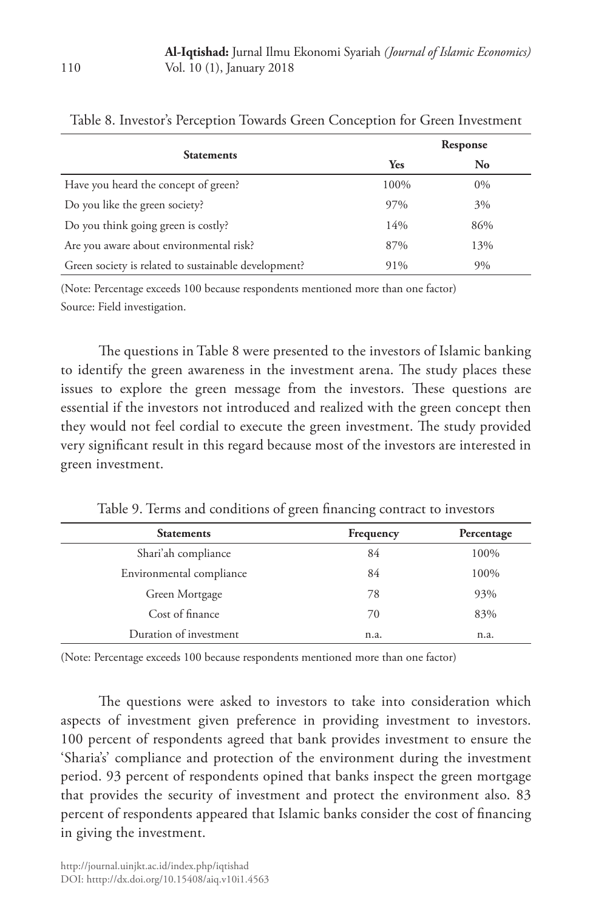Table 8. Investor's Perception Towards Green Conception for Green Investment

| Statements | Response | |
|---|---|---|
| | **Yes** | **No** |
| Have you heard the concept of green? | 100% | 0% |
| Do you like the green society? | 97% | 3% |
| Do you think going green is costly? | 14% | 86% |
| Are you aware about environmental risk? | 87% | 13% |
| Green society is related to sustainable development? | 91% | 9% |

(Note: Percentage exceeds 100 because respondents mentioned more than one factor)
Source: Field investigation.

The questions in Table 8 were presented to the investors of Islamic banking to identify the green awareness in the investment arena. The study places these issues to explore the green message from the investors. These questions are essential if the investors not introduced and realized with the green concept then they would not feel cordial to execute the green investment. The study provided very significant result in this regard because most of the investors are interested in green investment.

Table 9. Terms and conditions of green financing contract to investors

| Statements | Frequency | Percentage |
|---|---|---|
| Shari'ah compliance | 84 | 100% |
| Environmental compliance | 84 | 100% |
| Green Mortgage | 78 | 93% |
| Cost of finance | 70 | 83% |
| Duration of investment | n.a. | n.a. |

(Note: Percentage exceeds 100 because respondents mentioned more than one factor)

The questions were asked to investors to take into consideration which aspects of investment given preference in providing investment to investors. 100 percent of respondents agreed that bank provides investment to ensure the 'Sharia's' compliance and protection of the environment during the investment period. 93 percent of respondents opined that banks inspect the green mortgage that provides the security of investment and protect the environment also. 83 percent of respondents appeared that Islamic banks consider the cost of financing in giving the investment.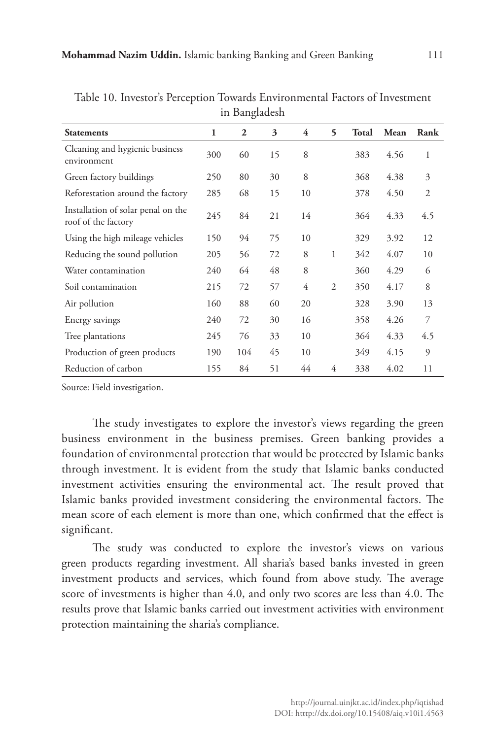Table 10. Investor's Perception Towards Environmental Factors of Investment in Bangladesh

| Statements | 1 | 2 | 3 | 4 | 5 | Total | Mean | Rank |
|---|---|---|---|---|---|---|---|---|
| Cleaning and hygienic business environment | 300 | 60 | 15 | 8 | | 383 | 4.56 | 1 |
| Green factory buildings | 250 | 80 | 30 | 8 | | 368 | 4.38 | 3 |
| Reforestation around the factory | 285 | 68 | 15 | 10 | | 378 | 4.50 | 2 |
| Installation of solar penal on the roof of the factory | 245 | 84 | 21 | 14 | | 364 | 4.33 | 4.5 |
| Using the high mileage vehicles | 150 | 94 | 75 | 10 | | 329 | 3.92 | 12 |
| Reducing the sound pollution | 205 | 56 | 72 | 8 | 1 | 342 | 4.07 | 10 |
| Water contamination | 240 | 64 | 48 | 8 | | 360 | 4.29 | 6 |
| Soil contamination | 215 | 72 | 57 | 4 | 2 | 350 | 4.17 | 8 |
| Air pollution | 160 | 88 | 60 | 20 | | 328 | 3.90 | 13 |
| Energy savings | 240 | 72 | 30 | 16 | | 358 | 4.26 | 7 |
| Tree plantations | 245 | 76 | 33 | 10 | | 364 | 4.33 | 4.5 |
| Production of green products | 190 | 104 | 45 | 10 | | 349 | 4.15 | 9 |
| Reduction of carbon | 155 | 84 | 51 | 44 | 4 | 338 | 4.02 | 11 |

Source: Field investigation.

The study investigates to explore the investor's views regarding the green business environment in the business premises. Green banking provides a foundation of environmental protection that would be protected by Islamic banks through investment. It is evident from the study that Islamic banks conducted investment activities ensuring the environmental act. The result proved that Islamic banks provided investment considering the environmental factors. The mean score of each element is more than one, which confirmed that the effect is significant.

The study was conducted to explore the investor's views on various green products regarding investment. All sharia's based banks invested in green investment products and services, which found from above study. The average score of investments is higher than 4.0, and only two scores are less than 4.0. The results prove that Islamic banks carried out investment activities with environment protection maintaining the sharia's compliance.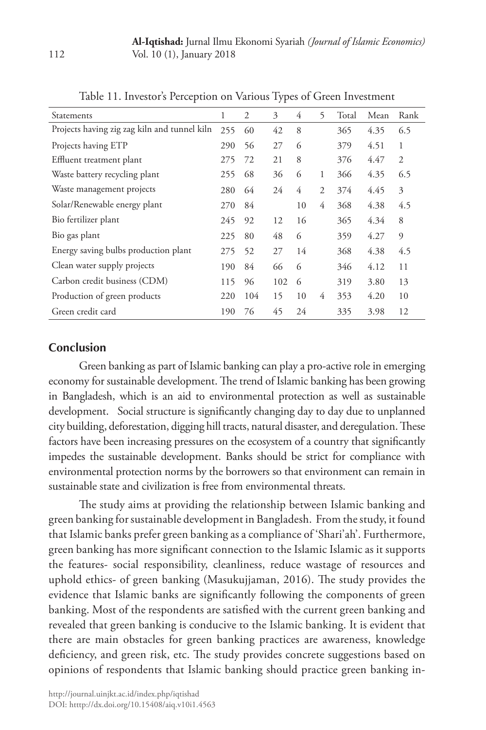Table 11. Investor's Perception on Various Types of Green Investment

| Statements | 1 | 2 | 3 | 4 | 5 | Total | Mean | Rank |
|---|---|---|---|---|---|---|---|---|
| Projects having zig zag kiln and tunnel kiln | 255 | 60 | 42 | 8 | | 365 | 4.35 | 6.5 |
| Projects having ETP | 290 | 56 | 27 | 6 | | 379 | 4.51 | 1 |
| Effluent treatment plant | 275 | 72 | 21 | 8 | | 376 | 4.47 | 2 |
| Waste battery recycling plant | 255 | 68 | 36 | 6 | 1 | 366 | 4.35 | 6.5 |
| Waste management projects | 280 | 64 | 24 | 4 | 2 | 374 | 4.45 | 3 |
| Solar/Renewable energy plant | 270 | 84 | | 10 | 4 | 368 | 4.38 | 4.5 |
| Bio fertilizer plant | 245 | 92 | 12 | 16 | | 365 | 4.34 | 8 |
| Bio gas plant | 225 | 80 | 48 | 6 | | 359 | 4.27 | 9 |
| Energy saving bulbs production plant | 275 | 52 | 27 | 14 | | 368 | 4.38 | 4.5 |
| Clean water supply projects | 190 | 84 | 66 | 6 | | 346 | 4.12 | 11 |
| Carbon credit business (CDM) | 115 | 96 | 102 | 6 | | 319 | 3.80 | 13 |
| Production of green products | 220 | 104 | 15 | 10 | 4 | 353 | 4.20 | 10 |
| Green credit card | 190 | 76 | 45 | 24 | | 335 | 3.98 | 12 |

## Conclusion

Green banking as part of Islamic banking can play a pro-active role in emerging economy for sustainable development. The trend of Islamic banking has been growing in Bangladesh, which is an aid to environmental protection as well as sustainable development. Social structure is significantly changing day to day due to unplanned city building, deforestation, digging hill tracts, natural disaster, and deregulation. These factors have been increasing pressures on the ecosystem of a country that significantly impedes the sustainable development. Banks should be strict for compliance with environmental protection norms by the borrowers so that environment can remain in sustainable state and civilization is free from environmental threats.

The study aims at providing the relationship between Islamic banking and green banking for sustainable development in Bangladesh. From the study, it found that Islamic banks prefer green banking as a compliance of 'Shari'ah'. Furthermore, green banking has more significant connection to the Islamic Islamic as it supports the features- social responsibility, cleanliness, reduce wastage of resources and uphold ethics- of green banking (Masukujjaman, 2016). The study provides the evidence that Islamic banks are significantly following the components of green banking. Most of the respondents are satisfied with the current green banking and revealed that green banking is conducive to the Islamic banking. It is evident that there are main obstacles for green banking practices are awareness, knowledge deficiency, and green risk, etc. The study provides concrete suggestions based on opinions of respondents that Islamic banking should practice green banking in-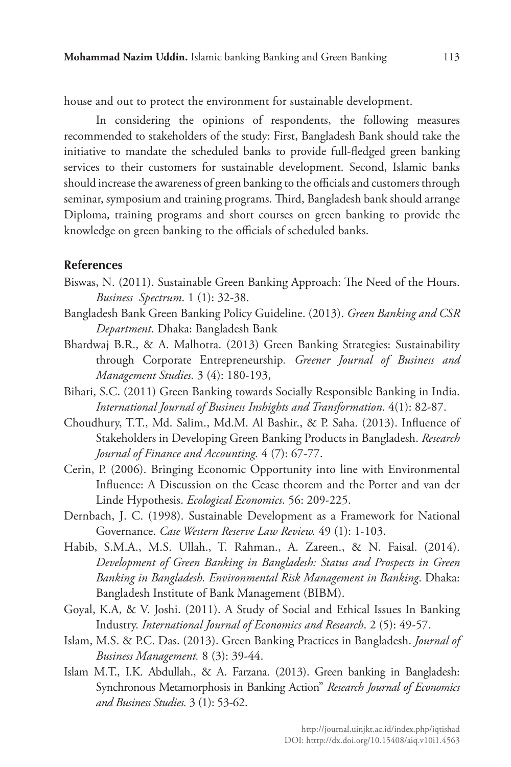house and out to protect the environment for sustainable development.

In considering the opinions of respondents, the following measures recommended to stakeholders of the study: First, Bangladesh Bank should take the initiative to mandate the scheduled banks to provide full-fledged green banking services to their customers for sustainable development. Second, Islamic banks should increase the awareness of green banking to the officials and customers through seminar, symposium and training programs. Third, Bangladesh bank should arrange Diploma, training programs and short courses on green banking to provide the knowledge on green banking to the officials of scheduled banks.

## References

Biswas, N. (2011). Sustainable Green Banking Approach: The Need of the Hours. *Business Spectrum*. 1 (1): 32-38.

Bangladesh Bank Green Banking Policy Guideline. (2013). *Green Banking and CSR Department*. Dhaka: Bangladesh Bank

Bhardwaj B.R., & A. Malhotra. (2013) Green Banking Strategies: Sustainability through Corporate Entrepreneurship. *Greener Journal of Business and Management Studies.* 3 (4): 180-193,

Bihari, S.C. (2011) Green Banking towards Socially Responsible Banking in India. *International Journal of Business Inshights and Transformation*. 4(1): 82-87.

Choudhury, T.T., Md. Salim., Md.M. Al Bashir., & P. Saha. (2013). Influence of Stakeholders in Developing Green Banking Products in Bangladesh. *Research Journal of Finance and Accounting.* 4 (7): 67-77.

Cerin, P. (2006). Bringing Economic Opportunity into line with Environmental Influence: A Discussion on the Cease theorem and the Porter and van der Linde Hypothesis. *Ecological Economics*. 56: 209-225.

Dernbach, J. C. (1998). Sustainable Development as a Framework for National Governance. *Case Western Reserve Law Review.* 49 (1): 1-103.

Habib, S.M.A., M.S. Ullah., T. Rahman., A. Zareen., & N. Faisal. (2014). *Development of Green Banking in Bangladesh: Status and Prospects in Green Banking in Bangladesh. Environmental Risk Management in Banking*. Dhaka: Bangladesh Institute of Bank Management (BIBM).

Goyal, K.A, & V. Joshi. (2011). A Study of Social and Ethical Issues In Banking Industry. *International Journal of Economics and Research*. 2 (5): 49-57.

Islam, M.S. & P.C. Das. (2013). Green Banking Practices in Bangladesh. *Journal of Business Management.* 8 (3): 39-44.

Islam M.T., I.K. Abdullah., & A. Farzana. (2013). Green banking in Bangladesh: Synchronous Metamorphosis in Banking Action" *Research Journal of Economics and Business Studies.* 3 (1): 53-62.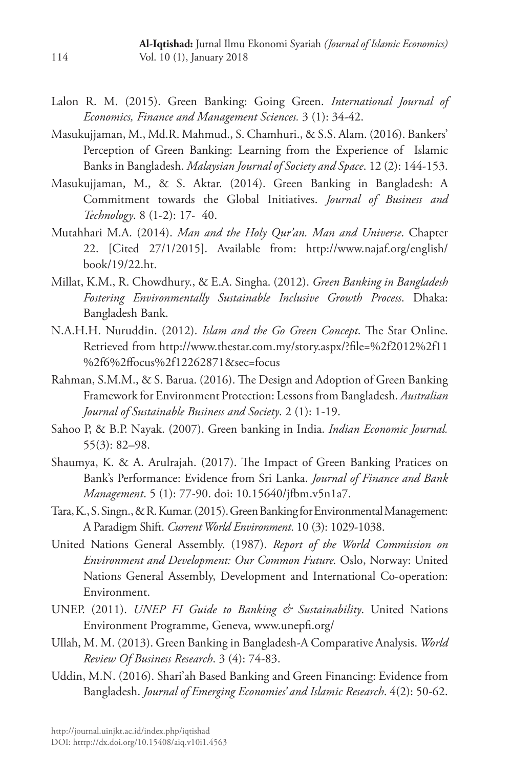Lalon R. M. (2015). Green Banking: Going Green. *International Journal of Economics, Finance and Management Sciences.* 3 (1): 34-42.

Masukujjaman, M., Md.R. Mahmud., S. Chamhuri., & S.S. Alam. (2016). Bankers' Perception of Green Banking: Learning from the Experience of Islamic Banks in Bangladesh. *Malaysian Journal of Society and Space*. 12 (2): 144-153.

Masukujjaman, M., & S. Aktar. (2014). Green Banking in Bangladesh: A Commitment towards the Global Initiatives. *Journal of Business and Technology*. 8 (1-2): 17- 40.

Mutahhari M.A. (2014). *Man and the Holy Qur'an. Man and Universe*. Chapter 22. [Cited 27/1/2015]. Available from: http://www.najaf.org/english/book/19/22.ht.

Millat, K.M., R. Chowdhury., & E.A. Singha. (2012). *Green Banking in Bangladesh Fostering Environmentally Sustainable Inclusive Growth Process*. Dhaka: Bangladesh Bank.

N.A.H.H. Nuruddin. (2012). *Islam and the Go Green Concept*. The Star Online. Retrieved from http://www.thestar.com.my/story.aspx/?file=%2f2012%2f11%2f6%2ffocus%2f12262871&sec=focus

Rahman, S.M.M., & S. Barua. (2016). The Design and Adoption of Green Banking Framework for Environment Protection: Lessons from Bangladesh. *Australian Journal of Sustainable Business and Society*. 2 (1): 1-19.

Sahoo P, & B.P. Nayak. (2007). Green banking in India. *Indian Economic Journal.* 55(3): 82–98.

Shaumya, K. & A. Arulrajah. (2017). The Impact of Green Banking Pratices on Bank's Performance: Evidence from Sri Lanka. *Journal of Finance and Bank Management*. 5 (1): 77-90. doi: 10.15640/jfbm.v5n1a7.

Tara, K., S. Singn., & R. Kumar. (2015). Green Banking for Environmental Management: A Paradigm Shift. *Current World Environment*. 10 (3): 1029-1038.

United Nations General Assembly. (1987). *Report of the World Commission on Environment and Development: Our Common Future.* Oslo, Norway: United Nations General Assembly, Development and International Co-operation: Environment.

UNEP. (2011). *UNEP FI Guide to Banking & Sustainability*. United Nations Environment Programme, Geneva, www.unepfi.org/

Ullah, M. M. (2013). Green Banking in Bangladesh-A Comparative Analysis. *World Review Of Business Research*. 3 (4): 74-83.

Uddin, M.N. (2016). Shari'ah Based Banking and Green Financing: Evidence from Bangladesh. *Journal of Emerging Economies' and Islamic Research*. 4(2): 50-62.